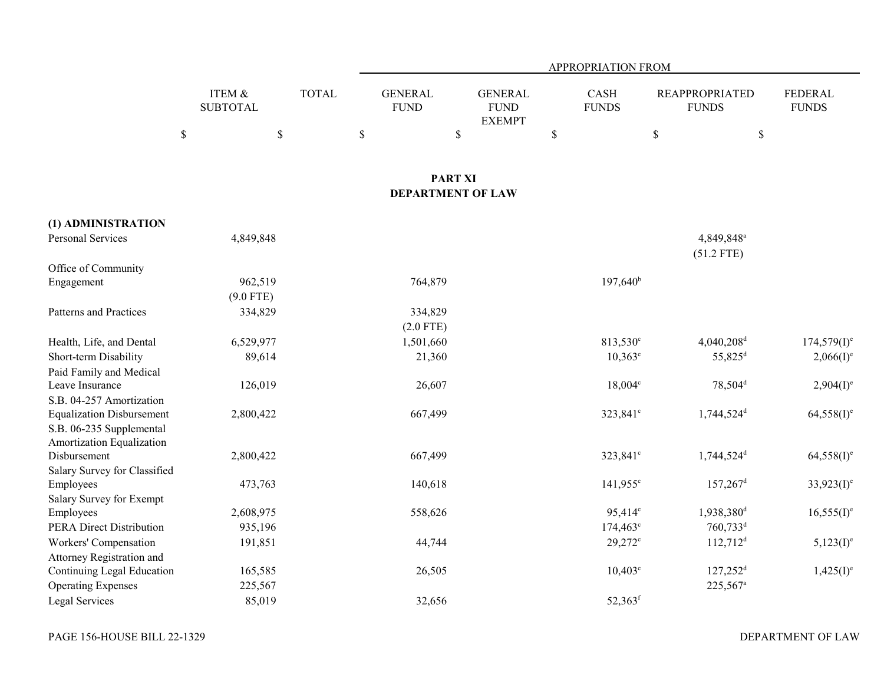## PART XI
## DEPARTMENT OF LAW

| | ITEM & SUBTOTAL | TOTAL | GENERAL FUND | GENERAL FUND EXEMPT | CASH FUNDS | REAPPROPRIATED FUNDS | FEDERAL FUNDS |
|---|---|---|---|---|---|---|---|
| | | | APPROPRIATION FROM | | | | |
| | $ | $ | $ | $ | $ | $ | $ |
| **(1) ADMINISTRATION** | | | | | | | |
| Personal Services | 4,849,848 | | | | | 4,849,848[a] (51.2 FTE) | |
| Office of Community Engagement | 962,519 (9.0 FTE) | | 764,879 | | 197,640[b] | | |
| Patterns and Practices | 334,829 | | 334,829 (2.0 FTE) | | | | |
| Health, Life, and Dental | 6,529,977 | | 1,501,660 | | 813,530[c] | 4,040,208[d] | 174,579(I)[e] |
| Short-term Disability | 89,614 | | 21,360 | | 10,363[c] | 55,825[d] | 2,066(I)[e] |
| Paid Family and Medical Leave Insurance | 126,019 | | 26,607 | | 18,004[c] | 78,504[d] | 2,904(I)[e] |
| S.B. 04-257 Amortization Equalization Disbursement | 2,800,422 | | 667,499 | | 323,841[c] | 1,744,524[d] | 64,558(I)[e] |
| S.B. 06-235 Supplemental Amortization Equalization Disbursement | 2,800,422 | | 667,499 | | 323,841[c] | 1,744,524[d] | 64,558(I)[e] |
| Salary Survey for Classified Employees | 473,763 | | 140,618 | | 141,955[c] | 157,267[d] | 33,923(I)[e] |
| Salary Survey for Exempt Employees | 2,608,975 | | 558,626 | | 95,414[c] | 1,938,380[d] | 16,555(I)[e] |
| PERA Direct Distribution | 935,196 | | | | 174,463[c] | 760,733[d] | |
| Workers' Compensation | 191,851 | | 44,744 | | 29,272[c] | 112,712[d] | 5,123(I)[e] |
| Attorney Registration and Continuing Legal Education | 165,585 | | 26,505 | | 10,403[c] | 127,252[d] | 1,425(I)[e] |
| Operating Expenses | 225,567 | | | | | 225,567[a] | |
| Legal Services | 85,019 | | 32,656 | | 52,363[f] | | |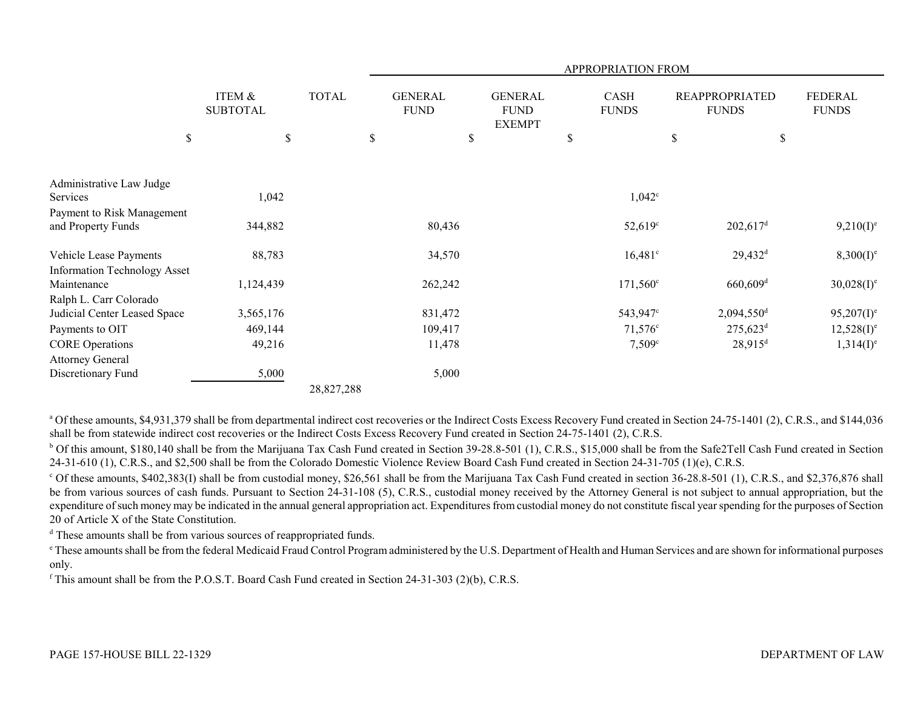| | ITEM & SUBTOTAL | TOTAL | APPROPRIATION FROM | | | | |
|---|---|---|---|---|---|---|---|
| | | | GENERAL FUND | GENERAL FUND EXEMPT | CASH FUNDS | REAPPROPRIATED FUNDS | FEDERAL FUNDS |
| | $ | $ | $ | $ | $ | $ | $ |
| Administrative Law Judge Services | 1,042 | | | | 1,042[c] | | |
| Payment to Risk Management and Property Funds | 344,882 | | 80,436 | | 52,619[c] | 202,617[d] | 9,210(I)[e] |
| Vehicle Lease Payments | 88,783 | | 34,570 | | 16,481[c] | 29,432[d] | 8,300(I)[e] |
| Information Technology Asset Maintenance | 1,124,439 | | 262,242 | | 171,560[c] | 660,609[d] | 30,028(I)[e] |
| Ralph L. Carr Colorado Judicial Center Leased Space | 3,565,176 | | 831,472 | | 543,947[c] | 2,094,550[d] | 95,207(I)[e] |
| Payments to OIT | 469,144 | | 109,417 | | 71,576[c] | 275,623[d] | 12,528(I)[e] |
| CORE Operations | 49,216 | | 11,478 | | 7,509[c] | 28,915[d] | 1,314(I)[e] |
| Attorney General Discretionary Fund | 5,000 | | 5,000 | | | | |
| | | 28,827,288 | | | | | |

[a] Of these amounts, $4,931,379 shall be from departmental indirect cost recoveries or the Indirect Costs Excess Recovery Fund created in Section 24-75-1401 (2), C.R.S., and $144,036 shall be from statewide indirect cost recoveries or the Indirect Costs Excess Recovery Fund created in Section 24-75-1401 (2), C.R.S.

[b] Of this amount, $180,140 shall be from the Marijuana Tax Cash Fund created in Section 39-28.8-501 (1), C.R.S., $15,000 shall be from the Safe2Tell Cash Fund created in Section 24-31-610 (1), C.R.S., and $2,500 shall be from the Colorado Domestic Violence Review Board Cash Fund created in Section 24-31-705 (1)(e), C.R.S.

[c] Of these amounts, $402,383(I) shall be from custodial money, $26,561 shall be from the Marijuana Tax Cash Fund created in section 36-28.8-501 (1), C.R.S., and $2,376,876 shall be from various sources of cash funds. Pursuant to Section 24-31-108 (5), C.R.S., custodial money received by the Attorney General is not subject to annual appropriation, but the expenditure of such money may be indicated in the annual general appropriation act. Expenditures from custodial money do not constitute fiscal year spending for the purposes of Section 20 of Article X of the State Constitution.

[d] These amounts shall be from various sources of reappropriated funds.

[e] These amounts shall be from the federal Medicaid Fraud Control Program administered by the U.S. Department of Health and Human Services and are shown for informational purposes only.

[f] This amount shall be from the P.O.S.T. Board Cash Fund created in Section 24-31-303 (2)(b), C.R.S.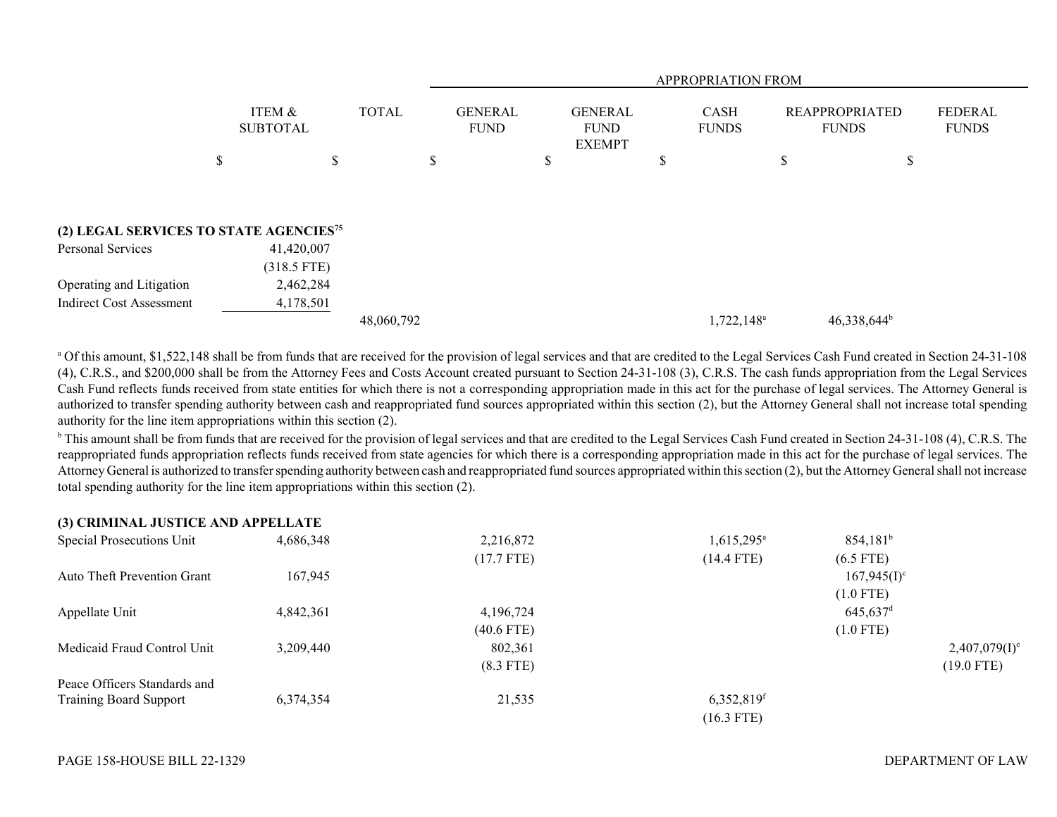| | ITEM & SUBTOTAL | TOTAL | APPROPRIATION FROM | | | | |
|---|---|---|---|---|---|---|---|
| | | | GENERAL FUND | GENERAL FUND EXEMPT | CASH FUNDS | REAPPROPRIATED FUNDS | FEDERAL FUNDS |
| | $ | $ | $ | $ | $ | $ | $ |
| **(2) LEGAL SERVICES TO STATE AGENCIES**[75] | | | | | | | |
| Personal Services | 41,420,007 | | | | | | |
| | (318.5 FTE) | | | | | | |
| Operating and Litigation | 2,462,284 | | | | | | |
| Indirect Cost Assessment | 4,178,501 | | | | | | |
| | | 48,060,792 | | | 1,722,148[a] | 46,338,644[b] | |

[a] Of this amount, $1,522,148 shall be from funds that are received for the provision of legal services and that are credited to the Legal Services Cash Fund created in Section 24-31-108 (4), C.R.S., and $200,000 shall be from the Attorney Fees and Costs Account created pursuant to Section 24-31-108 (3), C.R.S. The cash funds appropriation from the Legal Services Cash Fund reflects funds received from state entities for which there is not a corresponding appropriation made in this act for the purchase of legal services. The Attorney General is authorized to transfer spending authority between cash and reappropriated fund sources appropriated within this section (2), but the Attorney General shall not increase total spending authority for the line item appropriations within this section (2).

[b] This amount shall be from funds that are received for the provision of legal services and that are credited to the Legal Services Cash Fund created in Section 24-31-108 (4), C.R.S. The reappropriated funds appropriation reflects funds received from state agencies for which there is a corresponding appropriation made in this act for the purchase of legal services. The Attorney General is authorized to transfer spending authority between cash and reappropriated fund sources appropriated within this section (2), but the Attorney General shall not increase total spending authority for the line item appropriations within this section (2).

| | ITEM & SUBTOTAL | TOTAL | GENERAL FUND | GENERAL FUND EXEMPT | CASH FUNDS | REAPPROPRIATED FUNDS | FEDERAL FUNDS |
|---|---|---|---|---|---|---|---|
| **(3) CRIMINAL JUSTICE AND APPELLATE** | | | | | | | |
| Special Prosecutions Unit | 4,686,348 | | 2,216,872 | | 1,615,295[a] | 854,181[b] | |
| | | | (17.7 FTE) | | (14.4 FTE) | (6.5 FTE) | |
| Auto Theft Prevention Grant | 167,945 | | | | | 167,945(I)[c] | |
| | | | | | | (1.0 FTE) | |
| Appellate Unit | 4,842,361 | | 4,196,724 | | | 645,637[d] | |
| | | | (40.6 FTE) | | | (1.0 FTE) | |
| Medicaid Fraud Control Unit | 3,209,440 | | 802,361 | | | | 2,407,079(I)[e] |
| | | | (8.3 FTE) | | | | (19.0 FTE) |
| Peace Officers Standards and Training Board Support | 6,374,354 | | 21,535 | | 6,352,819[f] | | |
| | | | | | (16.3 FTE) | | |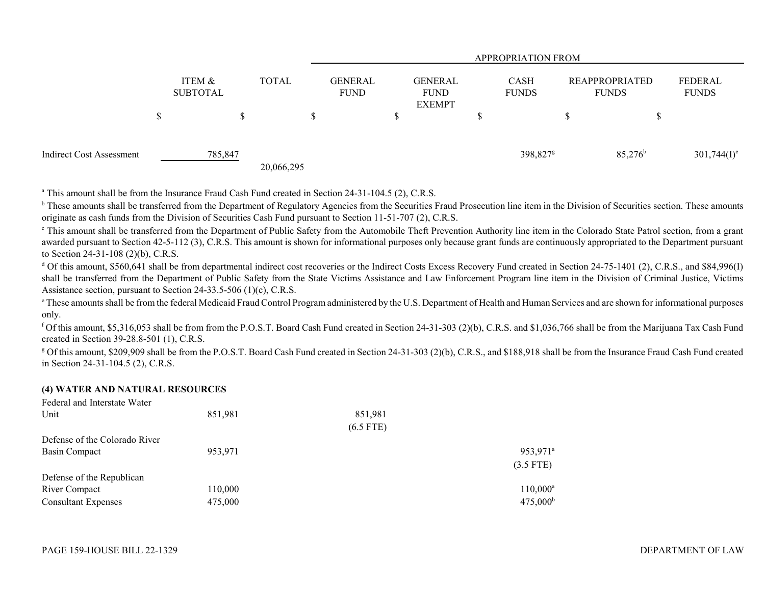| | ITEM & SUBTOTAL | TOTAL | APPROPRIATION FROM GENERAL FUND | GENERAL FUND EXEMPT | CASH FUNDS | REAPPROPRIATED FUNDS | FEDERAL FUNDS |
|---|---|---|---|---|---|---|---|
| | $ | $ | $ | $ | $ | $ | $ |
| Indirect Cost Assessment | 785,847 | | | | 398,827[g] | 85,276[b] | 301,744(I)[e] |
| | | 20,066,295 | | | | | |

[a] This amount shall be from the Insurance Fraud Cash Fund created in Section 24-31-104.5 (2), C.R.S.

[b] These amounts shall be transferred from the Department of Regulatory Agencies from the Securities Fraud Prosecution line item in the Division of Securities section. These amounts originate as cash funds from the Division of Securities Cash Fund pursuant to Section 11-51-707 (2), C.R.S.

[c] This amount shall be transferred from the Department of Public Safety from the Automobile Theft Prevention Authority line item in the Colorado State Patrol section, from a grant awarded pursuant to Section 42-5-112 (3), C.R.S. This amount is shown for informational purposes only because grant funds are continuously appropriated to the Department pursuant to Section 24-31-108 (2)(b), C.R.S.

[d] Of this amount, $560,641 shall be from departmental indirect cost recoveries or the Indirect Costs Excess Recovery Fund created in Section 24-75-1401 (2), C.R.S., and $84,996(I) shall be transferred from the Department of Public Safety from the State Victims Assistance and Law Enforcement Program line item in the Division of Criminal Justice, Victims Assistance section, pursuant to Section 24-33.5-506 (1)(c), C.R.S.

[e] These amounts shall be from the federal Medicaid Fraud Control Program administered by the U.S. Department of Health and Human Services and are shown for informational purposes only.

[f] Of this amount, $5,316,053 shall be from from the P.O.S.T. Board Cash Fund created in Section 24-31-303 (2)(b), C.R.S. and $1,036,766 shall be from the Marijuana Tax Cash Fund created in Section 39-28.8-501 (1), C.R.S.

[g] Of this amount, $209,909 shall be from the P.O.S.T. Board Cash Fund created in Section 24-31-303 (2)(b), C.R.S., and $188,918 shall be from the Insurance Fraud Cash Fund created in Section 24-31-104.5 (2), C.R.S.

**(4) WATER AND NATURAL RESOURCES**

| | ITEM & SUBTOTAL | TOTAL | GENERAL FUND | GENERAL FUND EXEMPT | CASH FUNDS | REAPPROPRIATED FUNDS | FEDERAL FUNDS |
|---|---|---|---|---|---|---|---|
| Federal and Interstate Water Unit | 851,981 | | 851,981 (6.5 FTE) | | | | |
| Defense of the Colorado River Basin Compact | 953,971 | | | | 953,971[a] (3.5 FTE) | | |
| Defense of the Republican River Compact | 110,000 | | | | 110,000[a] | | |
| Consultant Expenses | 475,000 | | | | 475,000[b] | | |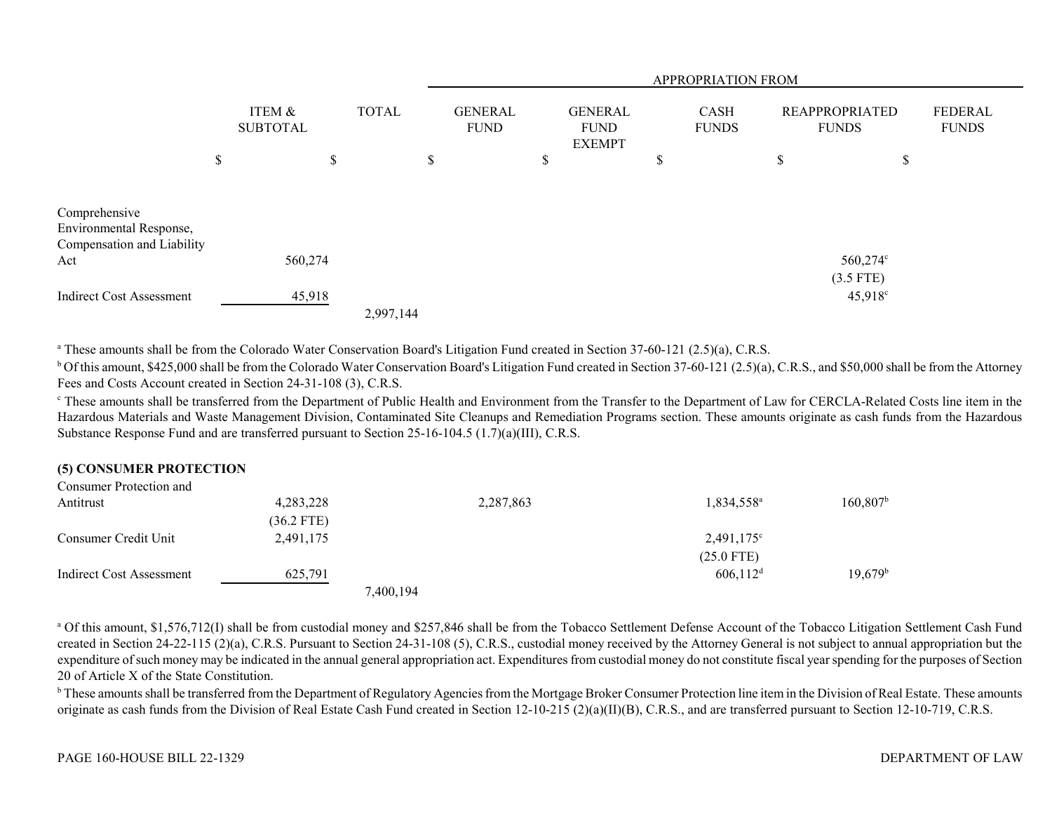| | ITEM & SUBTOTAL | TOTAL | GENERAL FUND | GENERAL FUND EXEMPT | CASH FUNDS | REAPPROPRIATED FUNDS | FEDERAL FUNDS |
|---|---|---|---|---|---|---|---|
| | $ | $ | $ | $ | $ | $ | $ |
| Comprehensive Environmental Response, Compensation and Liability Act | 560,274 | | | | | 560,274[c] (3.5 FTE) | |
| Indirect Cost Assessment | 45,918 | | | | | 45,918[c] | |
| | | 2,997,144 | | | | | |

[a] These amounts shall be from the Colorado Water Conservation Board's Litigation Fund created in Section 37-60-121 (2.5)(a), C.R.S.

[b] Of this amount, $425,000 shall be from the Colorado Water Conservation Board's Litigation Fund created in Section 37-60-121 (2.5)(a), C.R.S., and $50,000 shall be from the Attorney Fees and Costs Account created in Section 24-31-108 (3), C.R.S.

[c] These amounts shall be transferred from the Department of Public Health and Environment from the Transfer to the Department of Law for CERCLA-Related Costs line item in the Hazardous Materials and Waste Management Division, Contaminated Site Cleanups and Remediation Programs section. These amounts originate as cash funds from the Hazardous Substance Response Fund and are transferred pursuant to Section 25-16-104.5 (1.7)(a)(III), C.R.S.

**(5) CONSUMER PROTECTION**

| | ITEM & SUBTOTAL | TOTAL | GENERAL FUND | GENERAL FUND EXEMPT | CASH FUNDS | REAPPROPRIATED FUNDS | FEDERAL FUNDS |
|---|---|---|---|---|---|---|---|
| Consumer Protection and Antitrust | 4,283,228 (36.2 FTE) | | 2,287,863 | | 1,834,558[a] | 160,807[b] | |
| Consumer Credit Unit | 2,491,175 | | | | 2,491,175[c] (25.0 FTE) | | |
| Indirect Cost Assessment | 625,791 | | | | 606,112[d] | 19,679[b] | |
| | | 7,400,194 | | | | | |

[a] Of this amount, $1,576,712(I) shall be from custodial money and $257,846 shall be from the Tobacco Settlement Defense Account of the Tobacco Litigation Settlement Cash Fund created in Section 24-22-115 (2)(a), C.R.S. Pursuant to Section 24-31-108 (5), C.R.S., custodial money received by the Attorney General is not subject to annual appropriation but the expenditure of such money may be indicated in the annual general appropriation act. Expenditures from custodial money do not constitute fiscal year spending for the purposes of Section 20 of Article X of the State Constitution.

[b] These amounts shall be transferred from the Department of Regulatory Agencies from the Mortgage Broker Consumer Protection line item in the Division of Real Estate. These amounts originate as cash funds from the Division of Real Estate Cash Fund created in Section 12-10-215 (2)(a)(II)(B), C.R.S., and are transferred pursuant to Section 12-10-719, C.R.S.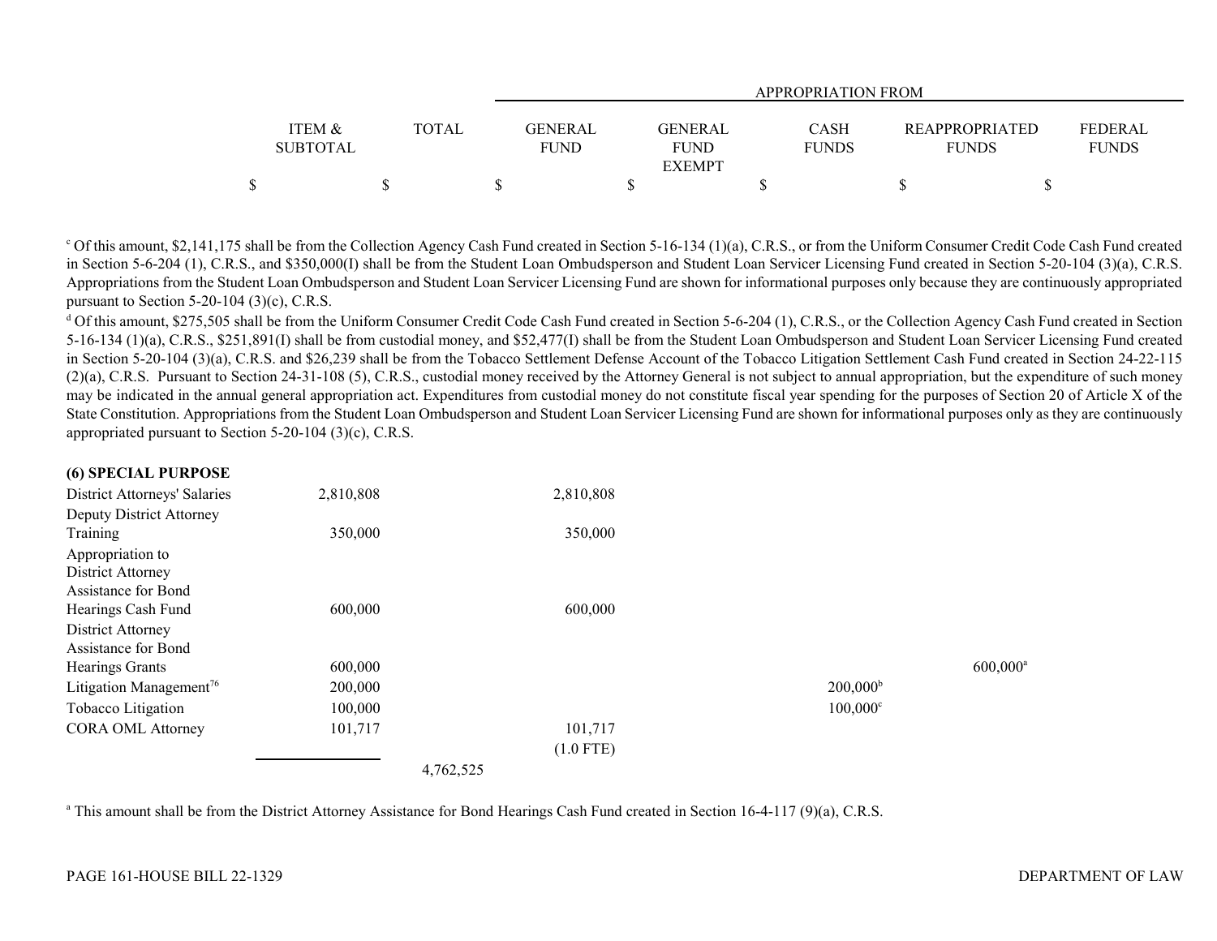| | ITEM & SUBTOTAL | TOTAL | APPROPRIATION FROM | | | | |
|---|---|---|---|---|---|---|---|
| | | | GENERAL FUND | GENERAL FUND EXEMPT | CASH FUNDS | REAPPROPRIATED FUNDS | FEDERAL FUNDS |
| | $ | $ | $ | $ | $ | $ | $ |

[c] Of this amount, $2,141,175 shall be from the Collection Agency Cash Fund created in Section 5-16-134 (1)(a), C.R.S., or from the Uniform Consumer Credit Code Cash Fund created in Section 5-6-204 (1), C.R.S., and $350,000(I) shall be from the Student Loan Ombudsperson and Student Loan Servicer Licensing Fund created in Section 5-20-104 (3)(a), C.R.S. Appropriations from the Student Loan Ombudsperson and Student Loan Servicer Licensing Fund are shown for informational purposes only because they are continuously appropriated pursuant to Section 5-20-104 (3)(c), C.R.S.

[d] Of this amount, $275,505 shall be from the Uniform Consumer Credit Code Cash Fund created in Section 5-6-204 (1), C.R.S., or the Collection Agency Cash Fund created in Section 5-16-134 (1)(a), C.R.S., $251,891(I) shall be from custodial money, and $52,477(I) shall be from the Student Loan Ombudsperson and Student Loan Servicer Licensing Fund created in Section 5-20-104 (3)(a), C.R.S. and $26,239 shall be from the Tobacco Settlement Defense Account of the Tobacco Litigation Settlement Cash Fund created in Section 24-22-115 (2)(a), C.R.S. Pursuant to Section 24-31-108 (5), C.R.S., custodial money received by the Attorney General is not subject to annual appropriation, but the expenditure of such money may be indicated in the annual general appropriation act. Expenditures from custodial money do not constitute fiscal year spending for the purposes of Section 20 of Article X of the State Constitution. Appropriations from the Student Loan Ombudsperson and Student Loan Servicer Licensing Fund are shown for informational purposes only as they are continuously appropriated pursuant to Section 5-20-104 (3)(c), C.R.S.

**(6) SPECIAL PURPOSE**

| | ITEM & SUBTOTAL | TOTAL | GENERAL FUND | GENERAL FUND EXEMPT | CASH FUNDS | REAPPROPRIATED FUNDS | FEDERAL FUNDS |
|---|---|---|---|---|---|---|---|
| District Attorneys' Salaries | 2,810,808 | | 2,810,808 | | | | |
| Deputy District Attorney Training | 350,000 | | 350,000 | | | | |
| Appropriation to District Attorney Assistance for Bond Hearings Cash Fund | 600,000 | | 600,000 | | | | |
| District Attorney Assistance for Bond Hearings Grants | 600,000 | | | | | 600,000[a] | |
| Litigation Management[76] | 200,000 | | | | 200,000[b] | | |
| Tobacco Litigation | 100,000 | | | | 100,000[c] | | |
| CORA OML Attorney | 101,717 | | 101,717<br>(1.0 FTE) | | | | |
| | | 4,762,525 | | | | | |

[a] This amount shall be from the District Attorney Assistance for Bond Hearings Cash Fund created in Section 16-4-117 (9)(a), C.R.S.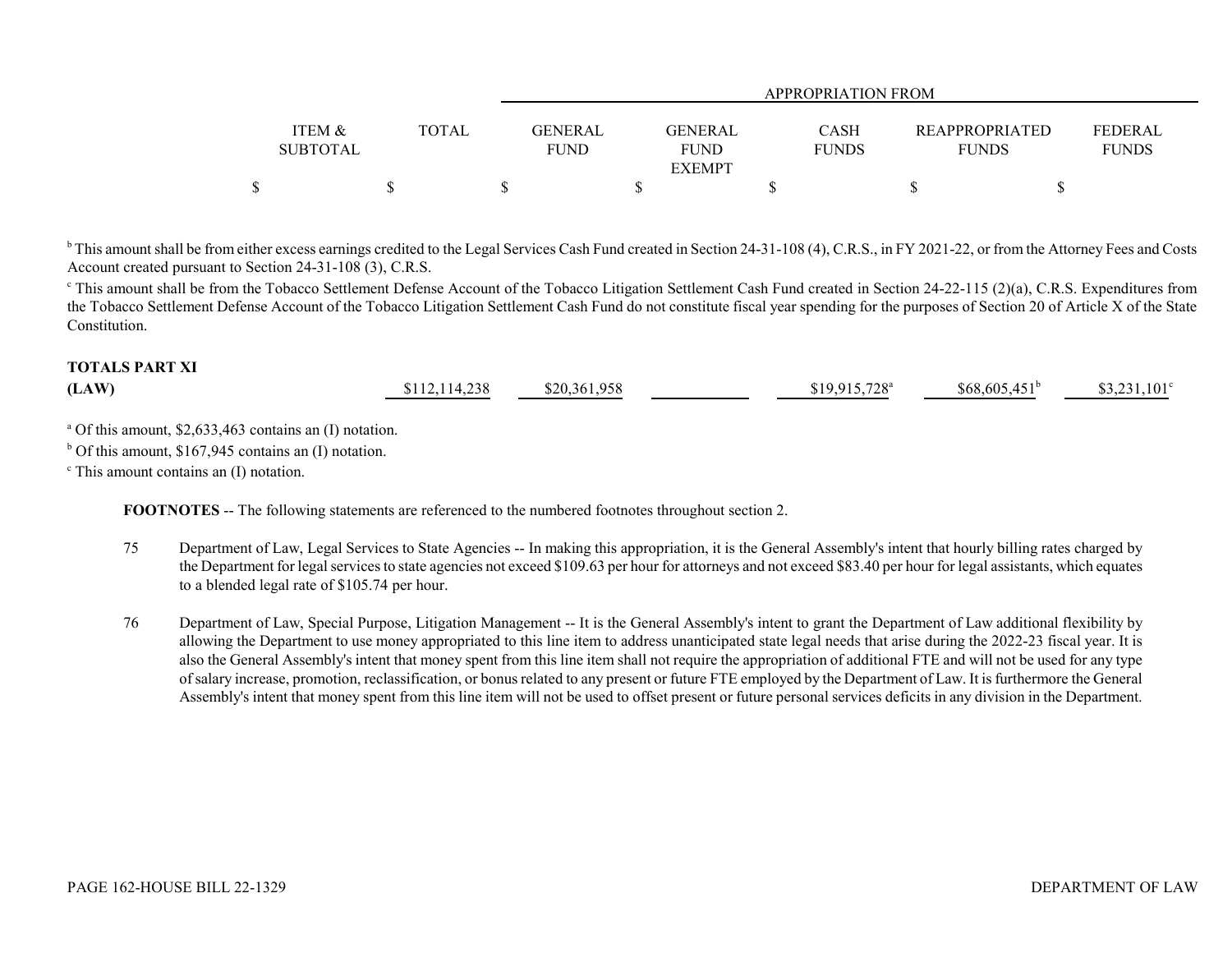| | ITEM & SUBTOTAL | TOTAL | APPROPRIATION FROM GENERAL FUND | GENERAL FUND EXEMPT | CASH FUNDS | REAPPROPRIATED FUNDS | FEDERAL FUNDS |
|---|---|---|---|---|---|---|---|
| | $ | $ | $ | $ | $ | $ | $ |

[b] This amount shall be from either excess earnings credited to the Legal Services Cash Fund created in Section 24-31-108 (4), C.R.S., in FY 2021-22, or from the Attorney Fees and Costs Account created pursuant to Section 24-31-108 (3), C.R.S.

[c] This amount shall be from the Tobacco Settlement Defense Account of the Tobacco Litigation Settlement Cash Fund created in Section 24-22-115 (2)(a), C.R.S. Expenditures from the Tobacco Settlement Defense Account of the Tobacco Litigation Settlement Cash Fund do not constitute fiscal year spending for the purposes of Section 20 of Article X of the State Constitution.

| | ITEM & SUBTOTAL | TOTAL | GENERAL FUND | GENERAL FUND EXEMPT | CASH FUNDS | REAPPROPRIATED FUNDS | FEDERAL FUNDS |
|---|---|---|---|---|---|---|---|
| **TOTALS PART XI (LAW)** | | $112,114,238 | $20,361,958 | | $19,915,728[a] | $68,605,451[b] | $3,231,101[c] |

[a] Of this amount, $2,633,463 contains an (I) notation.

[b] Of this amount, $167,945 contains an (I) notation.

[c] This amount contains an (I) notation.

**FOOTNOTES** -- The following statements are referenced to the numbered footnotes throughout section 2.

75 Department of Law, Legal Services to State Agencies -- In making this appropriation, it is the General Assembly's intent that hourly billing rates charged by the Department for legal services to state agencies not exceed $109.63 per hour for attorneys and not exceed $83.40 per hour for legal assistants, which equates to a blended legal rate of $105.74 per hour.

76 Department of Law, Special Purpose, Litigation Management -- It is the General Assembly's intent to grant the Department of Law additional flexibility by allowing the Department to use money appropriated to this line item to address unanticipated state legal needs that arise during the 2022-23 fiscal year. It is also the General Assembly's intent that money spent from this line item shall not require the appropriation of additional FTE and will not be used for any type of salary increase, promotion, reclassification, or bonus related to any present or future FTE employed by the Department of Law. It is furthermore the General Assembly's intent that money spent from this line item will not be used to offset present or future personal services deficits in any division in the Department.